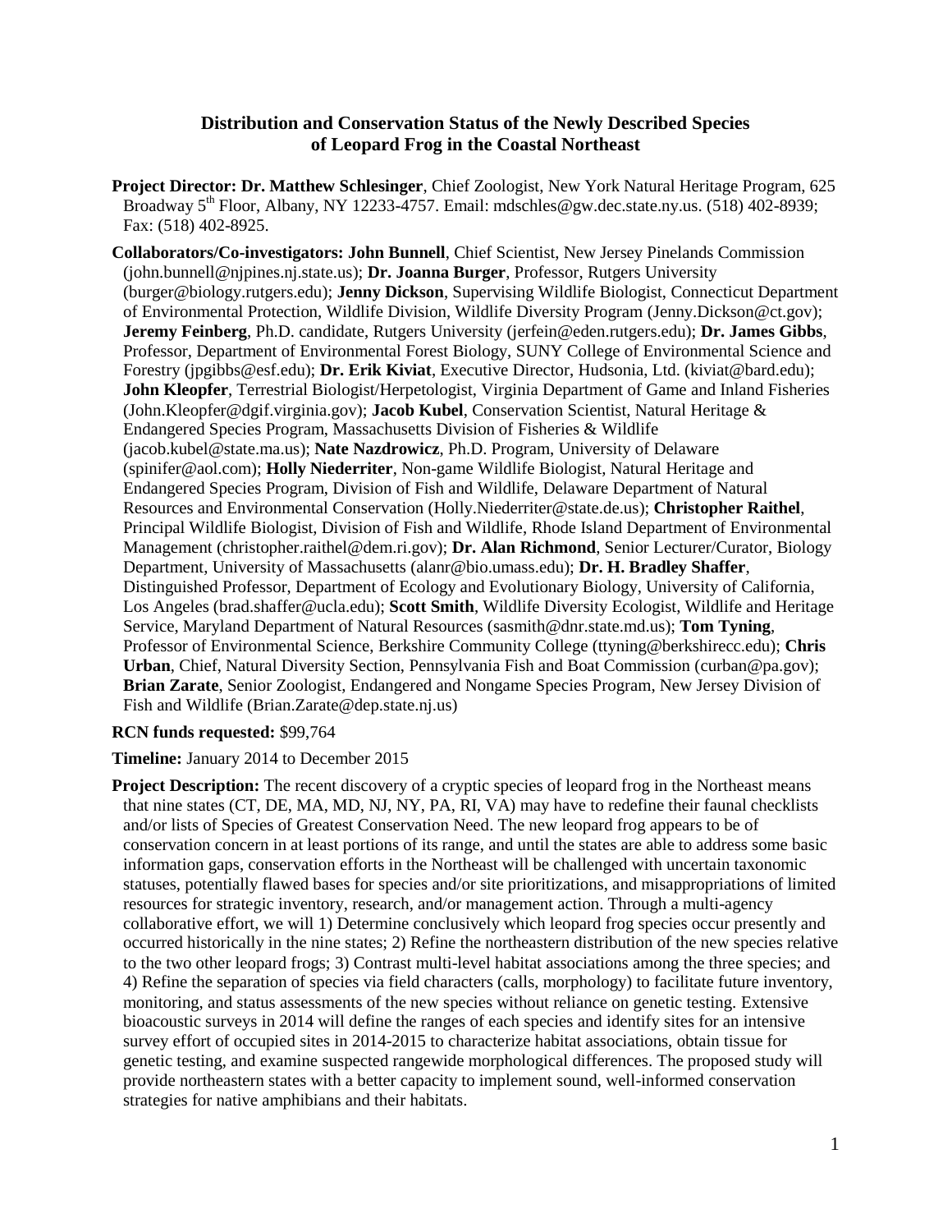# Distribution and Conservation Status of the Newly Described Species of Leopard Frog in the Coastal Northeast

**Project Director: Dr. Matthew Schlesinger**, Chief Zoologist, New York Natural Heritage Program, 625 Broadway 5th Floor, Albany, NY 12233-4757. Email: mdschles@gw.dec.state.ny.us. (518) 402-8939; Fax: (518) 402-8925.

**Collaborators/Co-investigators: John Bunnell**, Chief Scientist, New Jersey Pinelands Commission (john.bunnell@njpines.nj.state.us); **Dr. Joanna Burger**, Professor, Rutgers University (burger@biology.rutgers.edu); **Jenny Dickson**, Supervising Wildlife Biologist, Connecticut Department of Environmental Protection, Wildlife Division, Wildlife Diversity Program (Jenny.Dickson@ct.gov); **Jeremy Feinberg**, Ph.D. candidate, Rutgers University (jerfein@eden.rutgers.edu); **Dr. James Gibbs**, Professor, Department of Environmental Forest Biology, SUNY College of Environmental Science and Forestry (jpgibbs@esf.edu); **Dr. Erik Kiviat**, Executive Director, Hudsonia, Ltd. (kiviat@bard.edu); **John Kleopfer**, Terrestrial Biologist/Herpetologist, Virginia Department of Game and Inland Fisheries (John.Kleopfer@dgif.virginia.gov); **Jacob Kubel**, Conservation Scientist, Natural Heritage & Endangered Species Program, Massachusetts Division of Fisheries & Wildlife (jacob.kubel@state.ma.us); **Nate Nazdrowicz**, Ph.D. Program, University of Delaware (spinifer@aol.com); **Holly Niederriter**, Non-game Wildlife Biologist, Natural Heritage and Endangered Species Program, Division of Fish and Wildlife, Delaware Department of Natural Resources and Environmental Conservation (Holly.Niederriter@state.de.us); **Christopher Raithel**, Principal Wildlife Biologist, Division of Fish and Wildlife, Rhode Island Department of Environmental Management (christopher.raithel@dem.ri.gov); **Dr. Alan Richmond**, Senior Lecturer/Curator, Biology Department, University of Massachusetts (alanr@bio.umass.edu); **Dr. H. Bradley Shaffer**, Distinguished Professor, Department of Ecology and Evolutionary Biology, University of California, Los Angeles (brad.shaffer@ucla.edu); **Scott Smith**, Wildlife Diversity Ecologist, Wildlife and Heritage Service, Maryland Department of Natural Resources (sasmith@dnr.state.md.us); **Tom Tyning**, Professor of Environmental Science, Berkshire Community College (ttyning@berkshirecc.edu); **Chris Urban**, Chief, Natural Diversity Section, Pennsylvania Fish and Boat Commission (curban@pa.gov); **Brian Zarate**, Senior Zoologist, Endangered and Nongame Species Program, New Jersey Division of Fish and Wildlife (Brian.Zarate@dep.state.nj.us)

**RCN funds requested:** $99,764

**Timeline:** January 2014 to December 2015

**Project Description:** The recent discovery of a cryptic species of leopard frog in the Northeast means that nine states (CT, DE, MA, MD, NJ, NY, PA, RI, VA) may have to redefine their faunal checklists and/or lists of Species of Greatest Conservation Need. The new leopard frog appears to be of conservation concern in at least portions of its range, and until the states are able to address some basic information gaps, conservation efforts in the Northeast will be challenged with uncertain taxonomic statuses, potentially flawed bases for species and/or site prioritizations, and misappropriations of limited resources for strategic inventory, research, and/or management action. Through a multi-agency collaborative effort, we will 1) Determine conclusively which leopard frog species occur presently and occurred historically in the nine states; 2) Refine the northeastern distribution of the new species relative to the two other leopard frogs; 3) Contrast multi-level habitat associations among the three species; and 4) Refine the separation of species via field characters (calls, morphology) to facilitate future inventory, monitoring, and status assessments of the new species without reliance on genetic testing. Extensive bioacoustic surveys in 2014 will define the ranges of each species and identify sites for an intensive survey effort of occupied sites in 2014-2015 to characterize habitat associations, obtain tissue for genetic testing, and examine suspected rangewide morphological differences. The proposed study will provide northeastern states with a better capacity to implement sound, well-informed conservation strategies for native amphibians and their habitats.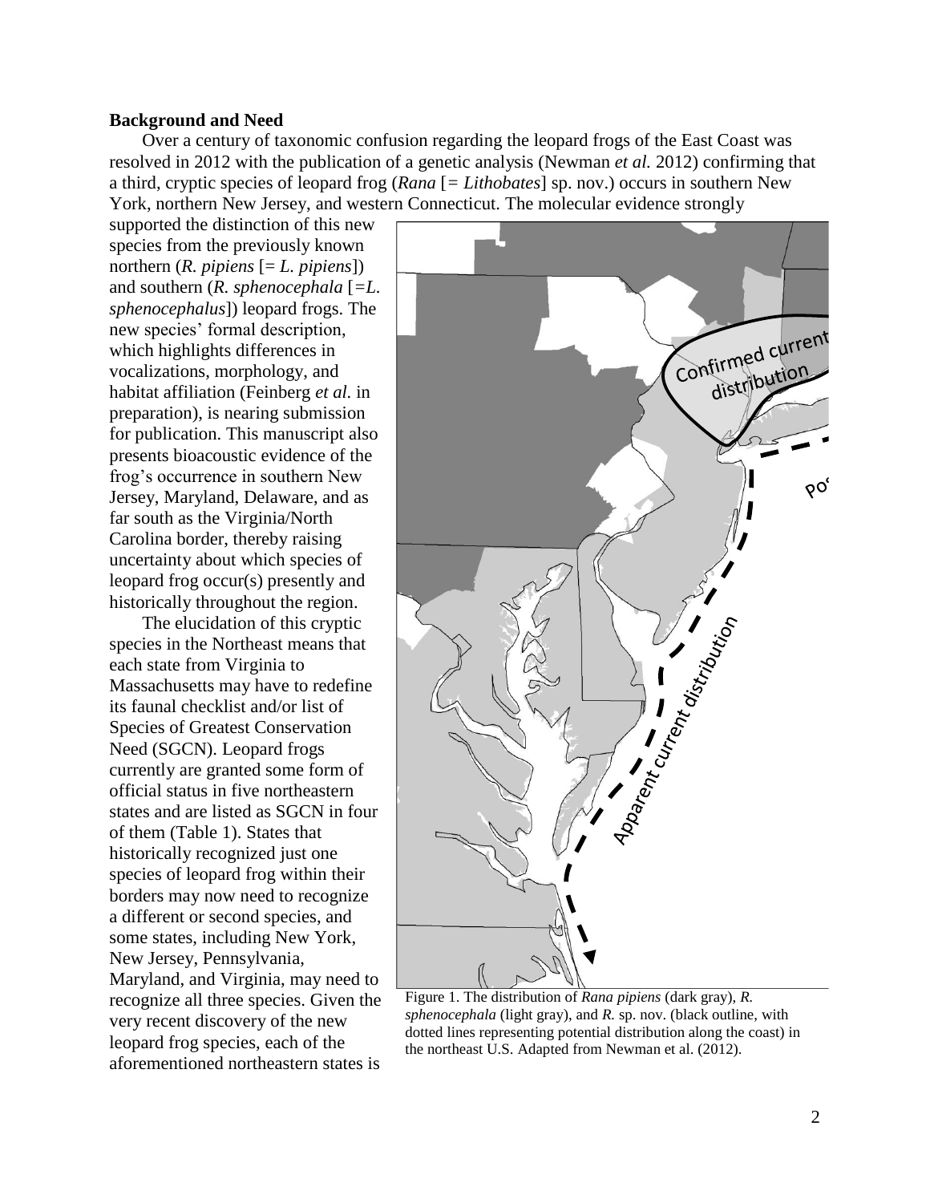**Background and Need**

Over a century of taxonomic confusion regarding the leopard frogs of the East Coast was resolved in 2012 with the publication of a genetic analysis (Newman *et al.* 2012) confirming that a third, cryptic species of leopard frog (*Rana* [= *Lithobates*] sp. nov.) occurs in southern New York, northern New Jersey, and western Connecticut. The molecular evidence strongly supported the distinction of this new species from the previously known northern (*R. pipiens* [= *L. pipiens*]) and southern (*R. sphenocephala* [=*L. sphenocephalus*]) leopard frogs. The new species' formal description, which highlights differences in vocalizations, morphology, and habitat affiliation (Feinberg *et al.* in preparation), is nearing submission for publication. This manuscript also presents bioacoustic evidence of the frog's occurrence in southern New Jersey, Maryland, Delaware, and as far south as the Virginia/North Carolina border, thereby raising uncertainty about which species of leopard frog occur(s) presently and historically throughout the region.

The elucidation of this cryptic species in the Northeast means that each state from Virginia to Massachusetts may have to redefine its faunal checklist and/or list of Species of Greatest Conservation Need (SGCN). Leopard frogs currently are granted some form of official status in five northeastern states and are listed as SGCN in four of them (Table 1). States that historically recognized just one species of leopard frog within their borders may now need to recognize a different or second species, and some states, including New York, New Jersey, Pennsylvania, Maryland, and Virginia, may need to recognize all three species. Given the very recent discovery of the new leopard frog species, each of the aforementioned northeastern states is

Figure 1. The distribution of *Rana pipiens* (dark gray), *R. sphenocephala* (light gray), and *R.* sp. nov. (black outline, with dotted lines representing potential distribution along the coast) in the northeast U.S. Adapted from Newman et al. (2012).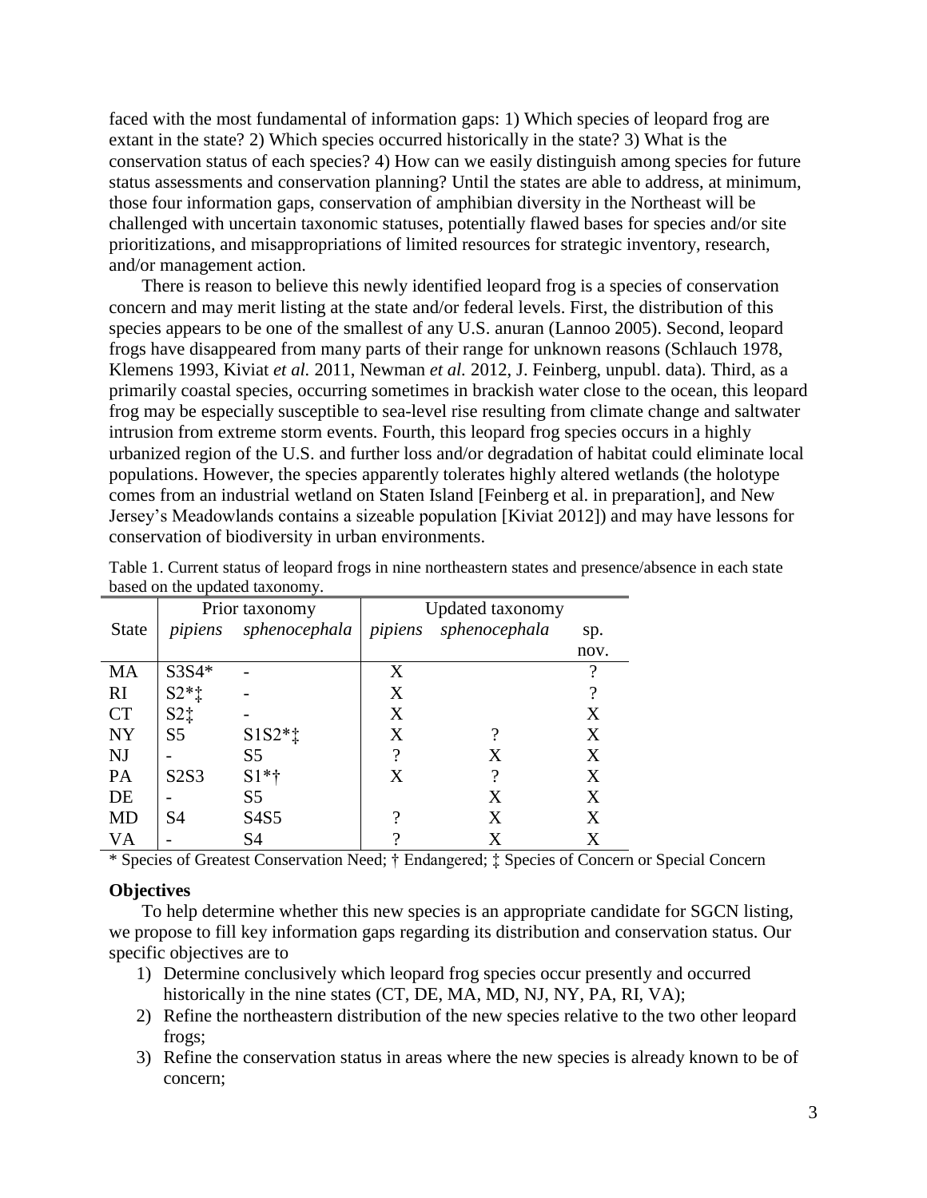faced with the most fundamental of information gaps: 1) Which species of leopard frog are extant in the state? 2) Which species occurred historically in the state? 3) What is the conservation status of each species? 4) How can we easily distinguish among species for future status assessments and conservation planning? Until the states are able to address, at minimum, those four information gaps, conservation of amphibian diversity in the Northeast will be challenged with uncertain taxonomic statuses, potentially flawed bases for species and/or site prioritizations, and misappropriations of limited resources for strategic inventory, research, and/or management action.

There is reason to believe this newly identified leopard frog is a species of conservation concern and may merit listing at the state and/or federal levels. First, the distribution of this species appears to be one of the smallest of any U.S. anuran (Lannoo 2005). Second, leopard frogs have disappeared from many parts of their range for unknown reasons (Schlauch 1978, Klemens 1993, Kiviat *et al.* 2011, Newman *et al.* 2012, J. Feinberg, unpubl. data). Third, as a primarily coastal species, occurring sometimes in brackish water close to the ocean, this leopard frog may be especially susceptible to sea-level rise resulting from climate change and saltwater intrusion from extreme storm events. Fourth, this leopard frog species occurs in a highly urbanized region of the U.S. and further loss and/or degradation of habitat could eliminate local populations. However, the species apparently tolerates highly altered wetlands (the holotype comes from an industrial wetland on Staten Island [Feinberg et al. in preparation], and New Jersey's Meadowlands contains a sizeable population [Kiviat 2012]) and may have lessons for conservation of biodiversity in urban environments.

Table 1. Current status of leopard frogs in nine northeastern states and presence/absence in each state based on the updated taxonomy.

| | Prior taxonomy | | Updated taxonomy | | |
|---|---|---|---|---|---|
| State | *pipiens* | *sphenocephala* | *pipiens* | *sphenocephala* | sp. nov. |
| MA | S3S4* | - | X | | ? |
| RI | S2*‡ | - | X | | ? |
| CT | S2‡ | - | X | | X |
| NY | S5 | S1S2*‡ | X | ? | X |
| NJ | - | S5 | ? | X | X |
| PA | S2S3 | S1*† | X | ? | X |
| DE | - | S5 | | X | X |
| MD | S4 | S4S5 | ? | X | X |
| VA | - | S4 | ? | X | X |

\* Species of Greatest Conservation Need; † Endangered; ‡ Species of Concern or Special Concern

**Objectives**

To help determine whether this new species is an appropriate candidate for SGCN listing, we propose to fill key information gaps regarding its distribution and conservation status. Our specific objectives are to

1) Determine conclusively which leopard frog species occur presently and occurred historically in the nine states (CT, DE, MA, MD, NJ, NY, PA, RI, VA);
2) Refine the northeastern distribution of the new species relative to the two other leopard frogs;
3) Refine the conservation status in areas where the new species is already known to be of concern;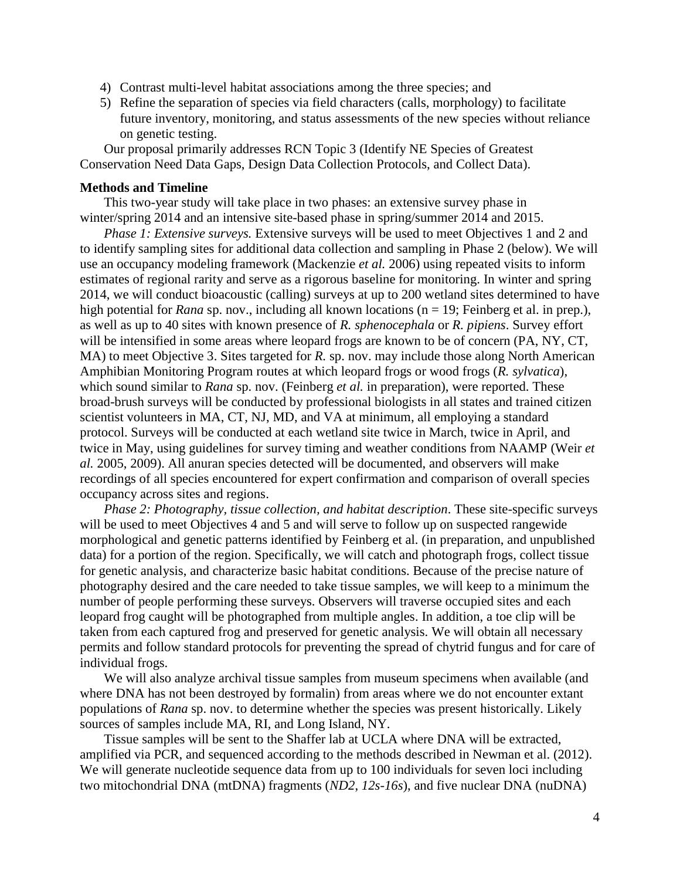4) Contrast multi-level habitat associations among the three species; and
5) Refine the separation of species via field characters (calls, morphology) to facilitate future inventory, monitoring, and status assessments of the new species without reliance on genetic testing.

Our proposal primarily addresses RCN Topic 3 (Identify NE Species of Greatest Conservation Need Data Gaps, Design Data Collection Protocols, and Collect Data).

**Methods and Timeline**

This two-year study will take place in two phases: an extensive survey phase in winter/spring 2014 and an intensive site-based phase in spring/summer 2014 and 2015.

*Phase 1: Extensive surveys.* Extensive surveys will be used to meet Objectives 1 and 2 and to identify sampling sites for additional data collection and sampling in Phase 2 (below). We will use an occupancy modeling framework (Mackenzie *et al.* 2006) using repeated visits to inform estimates of regional rarity and serve as a rigorous baseline for monitoring. In winter and spring 2014, we will conduct bioacoustic (calling) surveys at up to 200 wetland sites determined to have high potential for *Rana* sp. nov., including all known locations (n = 19; Feinberg et al. in prep.), as well as up to 40 sites with known presence of *R. sphenocephala* or *R. pipiens*. Survey effort will be intensified in some areas where leopard frogs are known to be of concern (PA, NY, CT, MA) to meet Objective 3. Sites targeted for *R.* sp. nov. may include those along North American Amphibian Monitoring Program routes at which leopard frogs or wood frogs (*R. sylvatica*), which sound similar to *Rana* sp. nov. (Feinberg *et al.* in preparation), were reported. These broad-brush surveys will be conducted by professional biologists in all states and trained citizen scientist volunteers in MA, CT, NJ, MD, and VA at minimum, all employing a standard protocol. Surveys will be conducted at each wetland site twice in March, twice in April, and twice in May, using guidelines for survey timing and weather conditions from NAAMP (Weir *et al.* 2005, 2009). All anuran species detected will be documented, and observers will make recordings of all species encountered for expert confirmation and comparison of overall species occupancy across sites and regions.

*Phase 2: Photography, tissue collection, and habitat description*. These site-specific surveys will be used to meet Objectives 4 and 5 and will serve to follow up on suspected rangewide morphological and genetic patterns identified by Feinberg et al. (in preparation, and unpublished data) for a portion of the region. Specifically, we will catch and photograph frogs, collect tissue for genetic analysis, and characterize basic habitat conditions. Because of the precise nature of photography desired and the care needed to take tissue samples, we will keep to a minimum the number of people performing these surveys. Observers will traverse occupied sites and each leopard frog caught will be photographed from multiple angles. In addition, a toe clip will be taken from each captured frog and preserved for genetic analysis. We will obtain all necessary permits and follow standard protocols for preventing the spread of chytrid fungus and for care of individual frogs.

We will also analyze archival tissue samples from museum specimens when available (and where DNA has not been destroyed by formalin) from areas where we do not encounter extant populations of *Rana* sp. nov. to determine whether the species was present historically. Likely sources of samples include MA, RI, and Long Island, NY.

Tissue samples will be sent to the Shaffer lab at UCLA where DNA will be extracted, amplified via PCR, and sequenced according to the methods described in Newman et al. (2012). We will generate nucleotide sequence data from up to 100 individuals for seven loci including two mitochondrial DNA (mtDNA) fragments (*ND2*, *12s-16s*), and five nuclear DNA (nuDNA)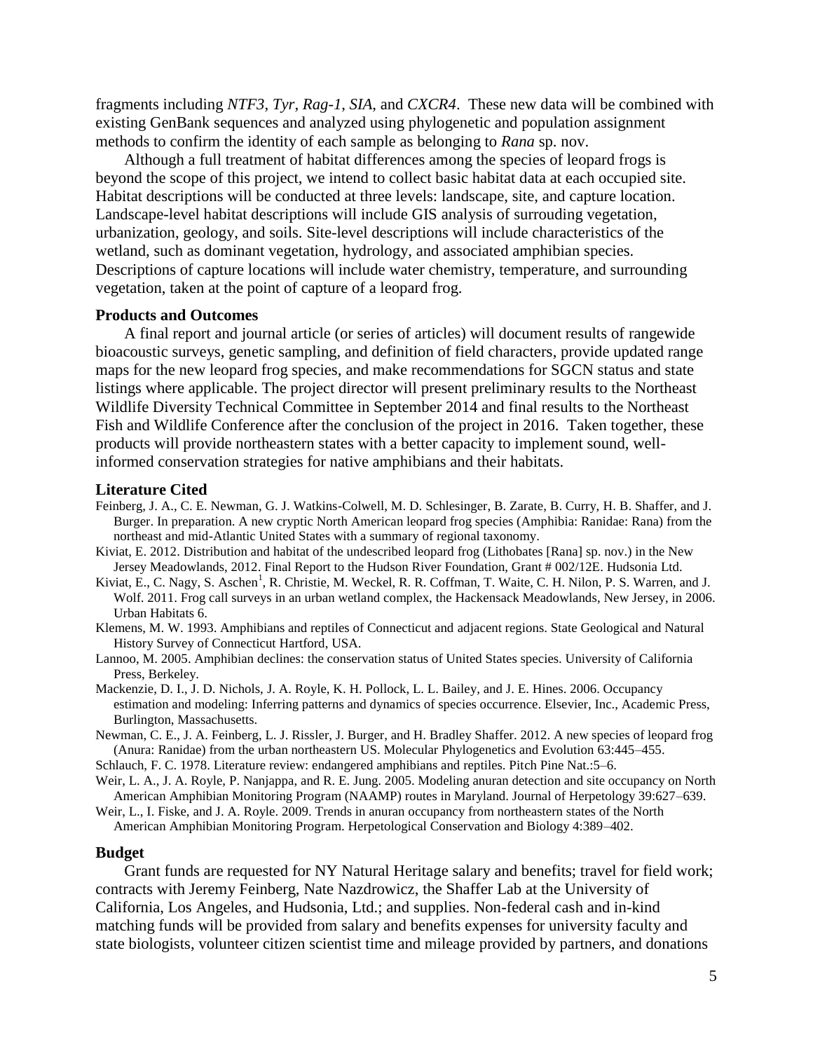fragments including *NTF3*, *Tyr*, *Rag-1*, *SIA*, and *CXCR4*. These new data will be combined with existing GenBank sequences and analyzed using phylogenetic and population assignment methods to confirm the identity of each sample as belonging to *Rana* sp. nov.

Although a full treatment of habitat differences among the species of leopard frogs is beyond the scope of this project, we intend to collect basic habitat data at each occupied site. Habitat descriptions will be conducted at three levels: landscape, site, and capture location. Landscape-level habitat descriptions will include GIS analysis of surrouding vegetation, urbanization, geology, and soils. Site-level descriptions will include characteristics of the wetland, such as dominant vegetation, hydrology, and associated amphibian species. Descriptions of capture locations will include water chemistry, temperature, and surrounding vegetation, taken at the point of capture of a leopard frog.

### Products and Outcomes

A final report and journal article (or series of articles) will document results of rangewide bioacoustic surveys, genetic sampling, and definition of field characters, provide updated range maps for the new leopard frog species, and make recommendations for SGCN status and state listings where applicable. The project director will present preliminary results to the Northeast Wildlife Diversity Technical Committee in September 2014 and final results to the Northeast Fish and Wildlife Conference after the conclusion of the project in 2016. Taken together, these products will provide northeastern states with a better capacity to implement sound, well-informed conservation strategies for native amphibians and their habitats.

### Literature Cited

Feinberg, J. A., C. E. Newman, G. J. Watkins-Colwell, M. D. Schlesinger, B. Zarate, B. Curry, H. B. Shaffer, and J. Burger. In preparation. A new cryptic North American leopard frog species (Amphibia: Ranidae: Rana) from the northeast and mid-Atlantic United States with a summary of regional taxonomy.

Kiviat, E. 2012. Distribution and habitat of the undescribed leopard frog (Lithobates [Rana] sp. nov.) in the New Jersey Meadowlands, 2012. Final Report to the Hudson River Foundation, Grant # 002/12E. Hudsonia Ltd.

Kiviat, E., C. Nagy, S. Aschen[1], R. Christie, M. Weckel, R. R. Coffman, T. Waite, C. H. Nilon, P. S. Warren, and J. Wolf. 2011. Frog call surveys in an urban wetland complex, the Hackensack Meadowlands, New Jersey, in 2006. Urban Habitats 6.

Klemens, M. W. 1993. Amphibians and reptiles of Connecticut and adjacent regions. State Geological and Natural History Survey of Connecticut Hartford, USA.

Lannoo, M. 2005. Amphibian declines: the conservation status of United States species. University of California Press, Berkeley.

Mackenzie, D. I., J. D. Nichols, J. A. Royle, K. H. Pollock, L. L. Bailey, and J. E. Hines. 2006. Occupancy estimation and modeling: Inferring patterns and dynamics of species occurrence. Elsevier, Inc., Academic Press, Burlington, Massachusetts.

Newman, C. E., J. A. Feinberg, L. J. Rissler, J. Burger, and H. Bradley Shaffer. 2012. A new species of leopard frog (Anura: Ranidae) from the urban northeastern US. Molecular Phylogenetics and Evolution 63:445–455.

Schlauch, F. C. 1978. Literature review: endangered amphibians and reptiles. Pitch Pine Nat.:5–6.

Weir, L. A., J. A. Royle, P. Nanjappa, and R. E. Jung. 2005. Modeling anuran detection and site occupancy on North American Amphibian Monitoring Program (NAAMP) routes in Maryland. Journal of Herpetology 39:627–639.

Weir, L., I. Fiske, and J. A. Royle. 2009. Trends in anuran occupancy from northeastern states of the North American Amphibian Monitoring Program. Herpetological Conservation and Biology 4:389–402.

### Budget

Grant funds are requested for NY Natural Heritage salary and benefits; travel for field work; contracts with Jeremy Feinberg, Nate Nazdrowicz, the Shaffer Lab at the University of California, Los Angeles, and Hudsonia, Ltd.; and supplies. Non-federal cash and in-kind matching funds will be provided from salary and benefits expenses for university faculty and state biologists, volunteer citizen scientist time and mileage provided by partners, and donations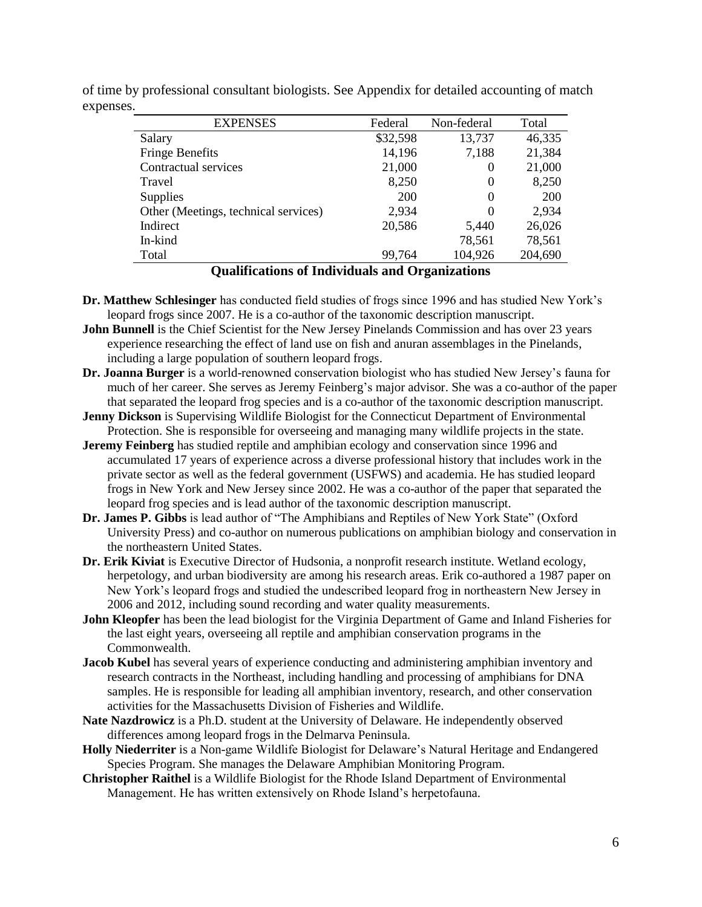of time by professional consultant biologists. See Appendix for detailed accounting of match expenses.

| EXPENSES | Federal | Non-federal | Total |
|---|---|---|---|
| Salary | $32,598 | 13,737 | 46,335 |
| Fringe Benefits | 14,196 | 7,188 | 21,384 |
| Contractual services | 21,000 | 0 | 21,000 |
| Travel | 8,250 | 0 | 8,250 |
| Supplies | 200 | 0 | 200 |
| Other (Meetings, technical services) | 2,934 | 0 | 2,934 |
| Indirect | 20,586 | 5,440 | 26,026 |
| In-kind | | 78,561 | 78,561 |
| Total | 99,764 | 104,926 | 204,690 |

## Qualifications of Individuals and Organizations

**Dr. Matthew Schlesinger** has conducted field studies of frogs since 1996 and has studied New York's leopard frogs since 2007. He is a co-author of the taxonomic description manuscript.

**John Bunnell** is the Chief Scientist for the New Jersey Pinelands Commission and has over 23 years experience researching the effect of land use on fish and anuran assemblages in the Pinelands, including a large population of southern leopard frogs.

**Dr. Joanna Burger** is a world-renowned conservation biologist who has studied New Jersey's fauna for much of her career. She serves as Jeremy Feinberg's major advisor. She was a co-author of the paper that separated the leopard frog species and is a co-author of the taxonomic description manuscript.

**Jenny Dickson** is Supervising Wildlife Biologist for the Connecticut Department of Environmental Protection. She is responsible for overseeing and managing many wildlife projects in the state.

**Jeremy Feinberg** has studied reptile and amphibian ecology and conservation since 1996 and accumulated 17 years of experience across a diverse professional history that includes work in the private sector as well as the federal government (USFWS) and academia. He has studied leopard frogs in New York and New Jersey since 2002. He was a co-author of the paper that separated the leopard frog species and is lead author of the taxonomic description manuscript.

**Dr. James P. Gibbs** is lead author of "The Amphibians and Reptiles of New York State" (Oxford University Press) and co-author on numerous publications on amphibian biology and conservation in the northeastern United States.

**Dr. Erik Kiviat** is Executive Director of Hudsonia, a nonprofit research institute. Wetland ecology, herpetology, and urban biodiversity are among his research areas. Erik co-authored a 1987 paper on New York's leopard frogs and studied the undescribed leopard frog in northeastern New Jersey in 2006 and 2012, including sound recording and water quality measurements.

**John Kleopfer** has been the lead biologist for the Virginia Department of Game and Inland Fisheries for the last eight years, overseeing all reptile and amphibian conservation programs in the Commonwealth.

**Jacob Kubel** has several years of experience conducting and administering amphibian inventory and research contracts in the Northeast, including handling and processing of amphibians for DNA samples. He is responsible for leading all amphibian inventory, research, and other conservation activities for the Massachusetts Division of Fisheries and Wildlife.

**Nate Nazdrowicz** is a Ph.D. student at the University of Delaware. He independently observed differences among leopard frogs in the Delmarva Peninsula.

**Holly Niederriter** is a Non-game Wildlife Biologist for Delaware's Natural Heritage and Endangered Species Program. She manages the Delaware Amphibian Monitoring Program.

**Christopher Raithel** is a Wildlife Biologist for the Rhode Island Department of Environmental Management. He has written extensively on Rhode Island's herpetofauna.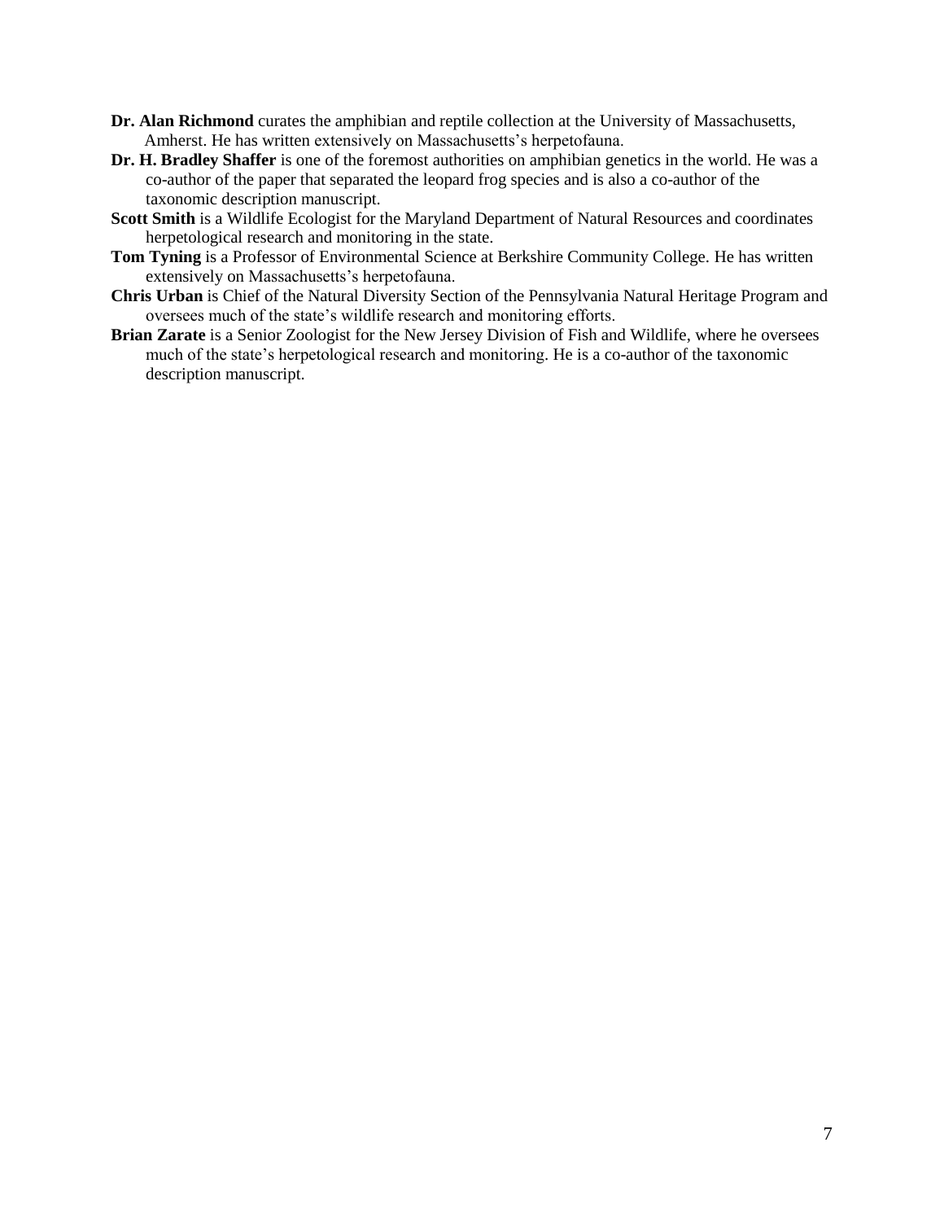**Dr. Alan Richmond** curates the amphibian and reptile collection at the University of Massachusetts, Amherst. He has written extensively on Massachusetts's herpetofauna.

**Dr. H. Bradley Shaffer** is one of the foremost authorities on amphibian genetics in the world. He was a co-author of the paper that separated the leopard frog species and is also a co-author of the taxonomic description manuscript.

**Scott Smith** is a Wildlife Ecologist for the Maryland Department of Natural Resources and coordinates herpetological research and monitoring in the state.

**Tom Tyning** is a Professor of Environmental Science at Berkshire Community College. He has written extensively on Massachusetts's herpetofauna.

**Chris Urban** is Chief of the Natural Diversity Section of the Pennsylvania Natural Heritage Program and oversees much of the state's wildlife research and monitoring efforts.

**Brian Zarate** is a Senior Zoologist for the New Jersey Division of Fish and Wildlife, where he oversees much of the state's herpetological research and monitoring. He is a co-author of the taxonomic description manuscript.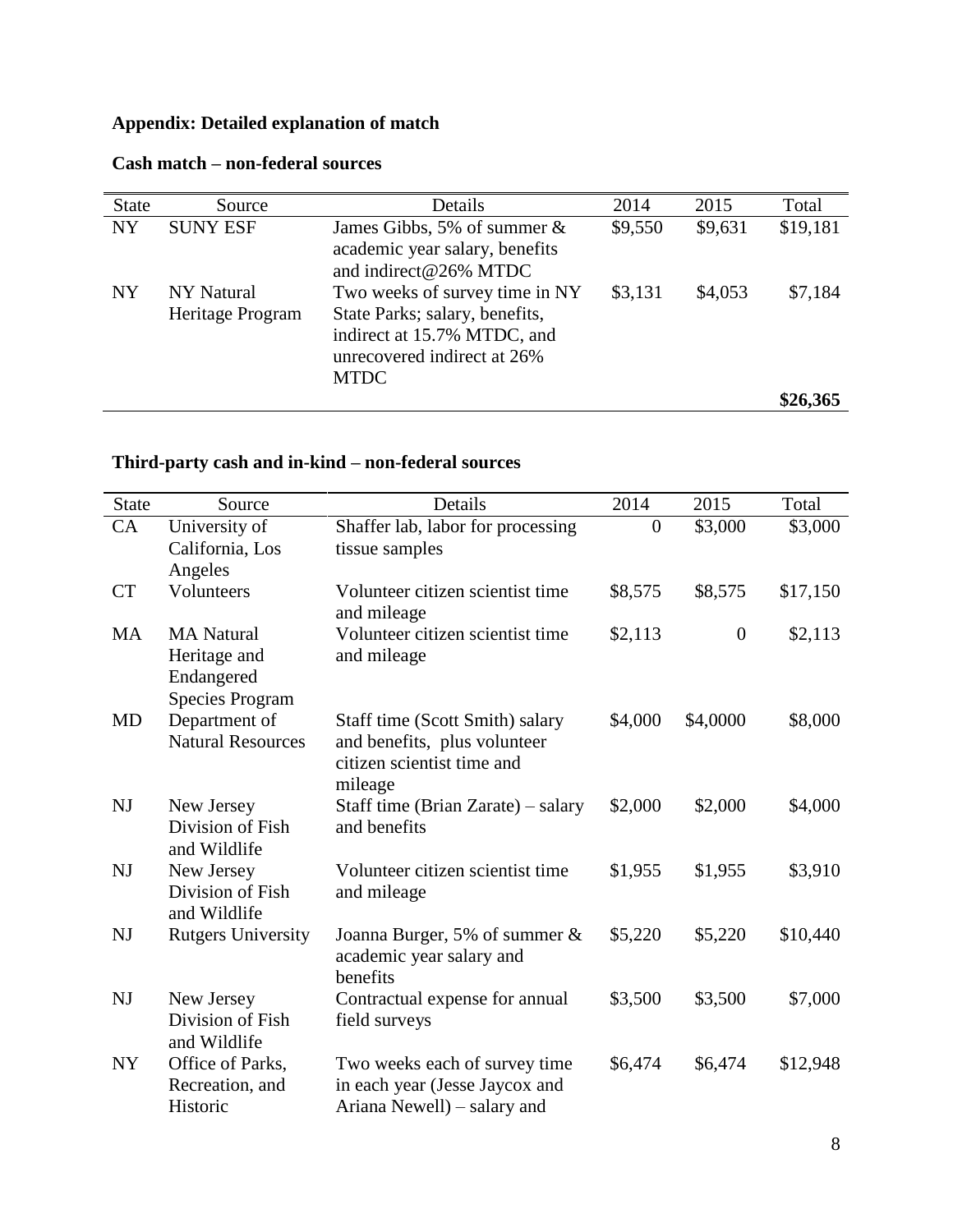**Appendix: Detailed explanation of match**

**Cash match – non-federal sources**

| State | Source | Details | 2014 | 2015 | Total |
|---|---|---|---|---|---|
| NY | SUNY ESF | James Gibbs, 5% of summer & academic year salary, benefits and indirect@26% MTDC | $9,550 | $9,631 | $19,181 |
| NY | NY Natural Heritage Program | Two weeks of survey time in NY State Parks; salary, benefits, indirect at 15.7% MTDC, and unrecovered indirect at 26% MTDC | $3,131 | $4,053 | $7,184 |
| | | | | | **$26,365** |

**Third-party cash and in-kind – non-federal sources**

| State | Source | Details | 2014 | 2015 | Total |
|---|---|---|---|---|---|
| CA | University of California, Los Angeles | Shaffer lab, labor for processing tissue samples | 0 | $3,000 | $3,000 |
| CT | Volunteers | Volunteer citizen scientist time and mileage | $8,575 | $8,575 | $17,150 |
| MA | MA Natural Heritage and Endangered Species Program | Volunteer citizen scientist time and mileage | $2,113 | 0 | $2,113 |
| MD | Department of Natural Resources | Staff time (Scott Smith) salary and benefits, plus volunteer citizen scientist time and mileage | $4,000 | $4,0000 | $8,000 |
| NJ | New Jersey Division of Fish and Wildlife | Staff time (Brian Zarate) – salary and benefits | $2,000 | $2,000 | $4,000 |
| NJ | New Jersey Division of Fish and Wildlife | Volunteer citizen scientist time and mileage | $1,955 | $1,955 | $3,910 |
| NJ | Rutgers University | Joanna Burger, 5% of summer & academic year salary and benefits | $5,220 | $5,220 | $10,440 |
| NJ | New Jersey Division of Fish and Wildlife | Contractual expense for annual field surveys | $3,500 | $3,500 | $7,000 |
| NY | Office of Parks, Recreation, and Historic | Two weeks each of survey time in each year (Jesse Jaycox and Ariana Newell) – salary and | $6,474 | $6,474 | $12,948 |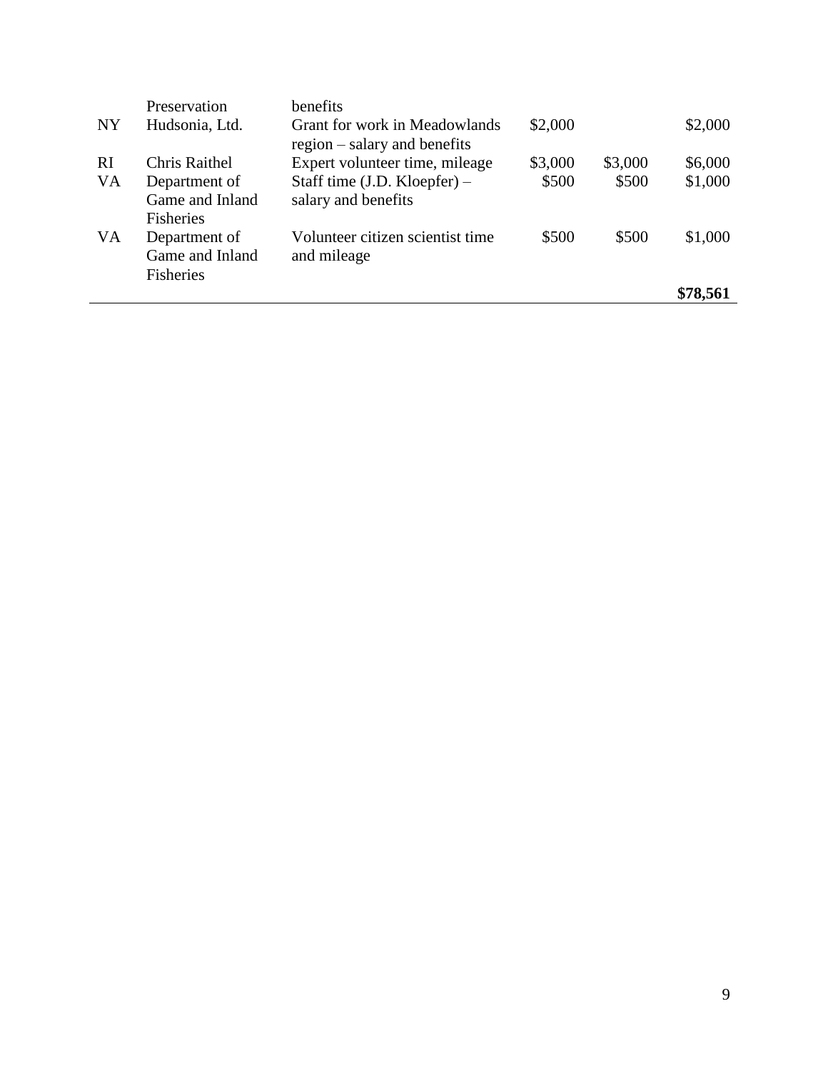| | | | | | |
|---|---|---|---|---|---|
| | Preservation | benefits | | | |
| NY | Hudsonia, Ltd. | Grant for work in Meadowlands region – salary and benefits | $2,000 | | $2,000 |
| RI | Chris Raithel | Expert volunteer time, mileage | $3,000 | $3,000 | $6,000 |
| VA | Department of Game and Inland Fisheries | Staff time (J.D. Kloepfer) – salary and benefits | $500 | $500 | $1,000 |
| VA | Department of Game and Inland Fisheries | Volunteer citizen scientist time and mileage | $500 | $500 | $1,000 |
| | | | | | **$78,561** |